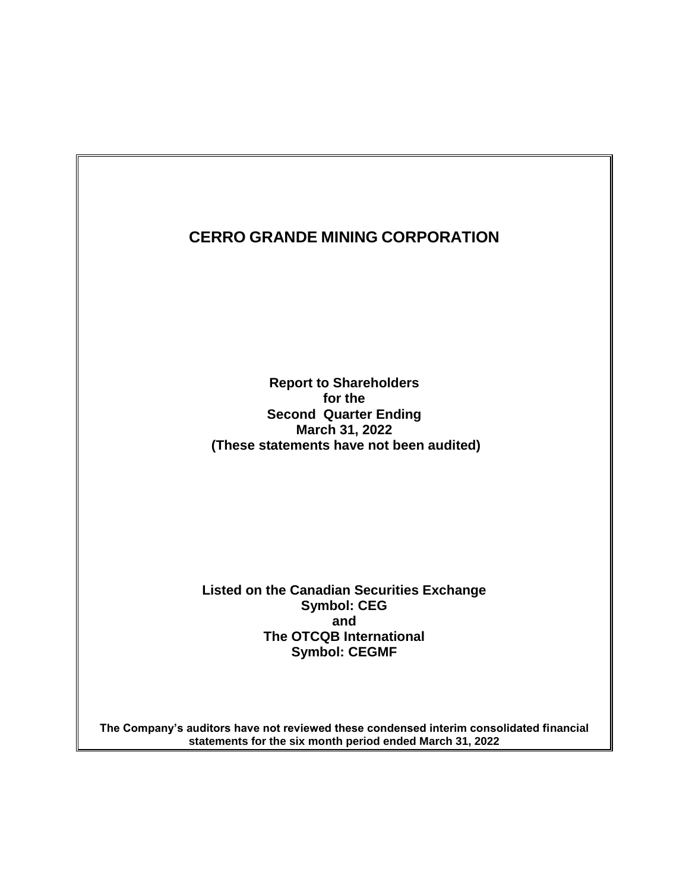# CERRO GRANDE MINING CORPORATION

**Report to Shareholders**
**for the**
**Second Quarter Ending**
**March 31, 2022**
**(These statements have not been audited)**

**Listed on the Canadian Securities Exchange**
**Symbol: CEG**
**and**
**The OTCQB International**
**Symbol: CEGMF**

**The Company's auditors have not reviewed these condensed interim consolidated financial statements for the six month period ended March 31, 2022**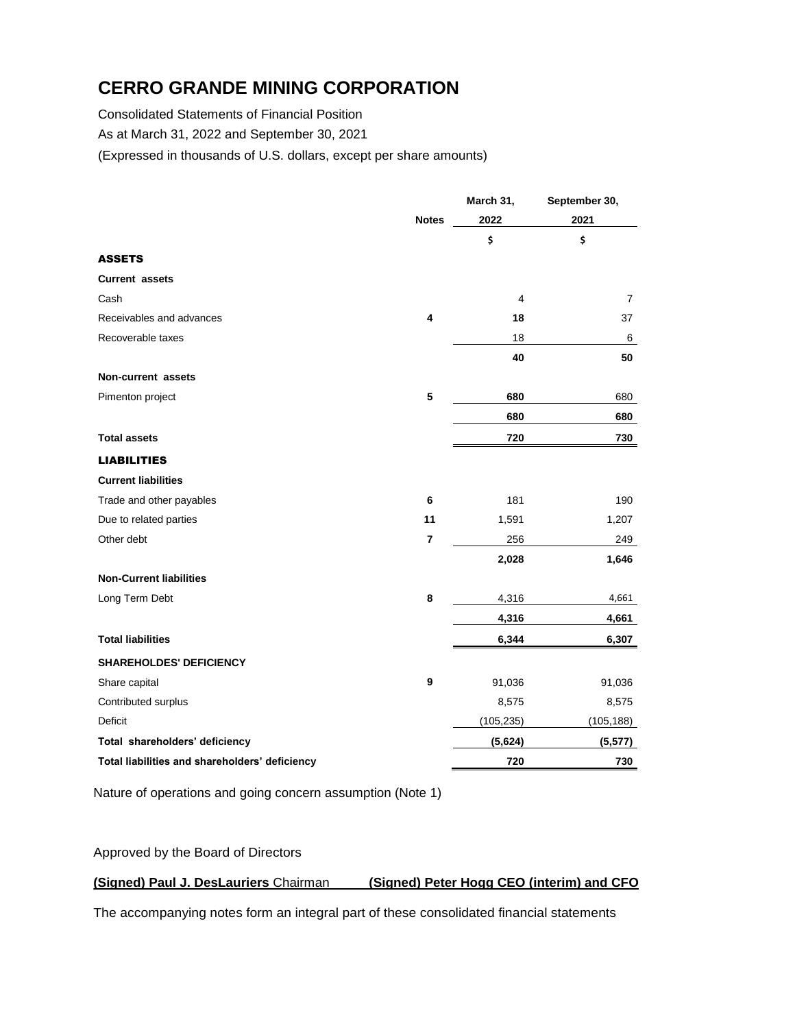# CERRO GRANDE MINING CORPORATION

Consolidated Statements of Financial Position

As at March 31, 2022 and September 30, 2021

(Expressed in thousands of U.S. dollars, except per share amounts)

| | Notes | March 31, 2022 | September 30, 2021 |
|---|---|---|---|
| | | $ | $ |
| **ASSETS** | | | |
| **Current assets** | | | |
| Cash | | 4 | 7 |
| Receivables and advances | **4** | **18** | 37 |
| Recoverable taxes | | 18 | 6 |
| | | **40** | **50** |
| **Non-current assets** | | | |
| Pimenton project | **5** | **680** | 680 |
| | | **680** | **680** |
| **Total assets** | | **720** | **730** |
| **LIABILITIES** | | | |
| **Current liabilities** | | | |
| Trade and other payables | **6** | 181 | 190 |
| Due to related parties | **11** | 1,591 | 1,207 |
| Other debt | **7** | 256 | 249 |
| | | **2,028** | **1,646** |
| **Non-Current liabilities** | | | |
| Long Term Debt | **8** | 4,316 | 4,661 |
| | | **4,316** | **4,661** |
| **Total liabilities** | | **6,344** | **6,307** |
| **SHAREHOLDES' DEFICIENCY** | | | |
| Share capital | **9** | 91,036 | 91,036 |
| Contributed surplus | | 8,575 | 8,575 |
| Deficit | | (105,235) | (105,188) |
| **Total shareholders' deficiency** | | **(5,624)** | **(5,577)** |
| **Total liabilities and shareholders' deficiency** | | **720** | **730** |

Nature of operations and going concern assumption (Note 1)

Approved by the Board of Directors

**(Signed) Paul J. DesLauriers** Chairman **(Signed) Peter Hogg CEO (interim) and CFO**

The accompanying notes form an integral part of these consolidated financial statements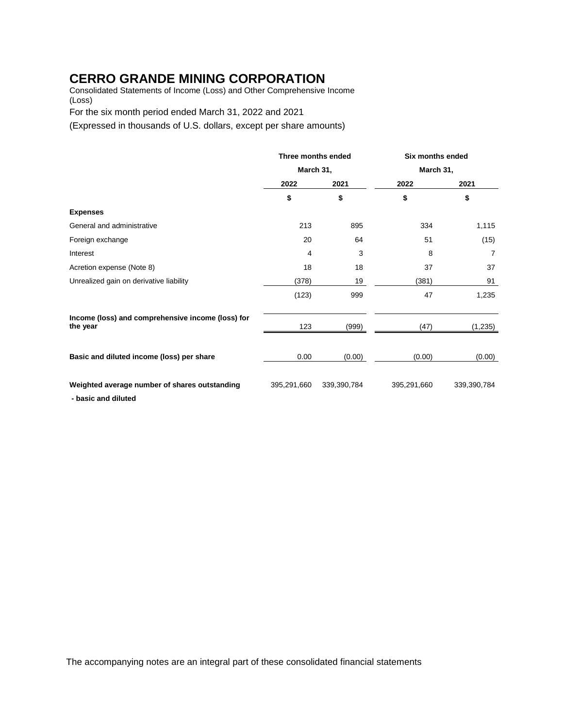# CERRO GRANDE MINING CORPORATION

Consolidated Statements of Income (Loss) and Other Comprehensive Income (Loss)

For the six month period ended March 31, 2022 and 2021

(Expressed in thousands of U.S. dollars, except per share amounts)

| | Three months ended March 31, | | Six months ended March 31, | |
|---|---|---|---|---|
| | 2022 | 2021 | 2022 | 2021 |
| | $ | $ | $ | $ |
| **Expenses** | | | | |
| General and administrative | 213 | 895 | 334 | 1,115 |
| Foreign exchange | 20 | 64 | 51 | (15) |
| Interest | 4 | 3 | 8 | 7 |
| Acretion expense (Note 8) | 18 | 18 | 37 | 37 |
| Unrealized gain on derivative liability | (378) | 19 | (381) | 91 |
| | (123) | 999 | 47 | 1,235 |
| **Income (loss) and comprehensive income (loss) for the year** | 123 | (999) | (47) | (1,235) |
| **Basic and diluted income (loss) per share** | 0.00 | (0.00) | (0.00) | (0.00) |
| **Weighted average number of shares outstanding - basic and diluted** | 395,291,660 | 339,390,784 | 395,291,660 | 339,390,784 |

The accompanying notes are an integral part of these consolidated financial statements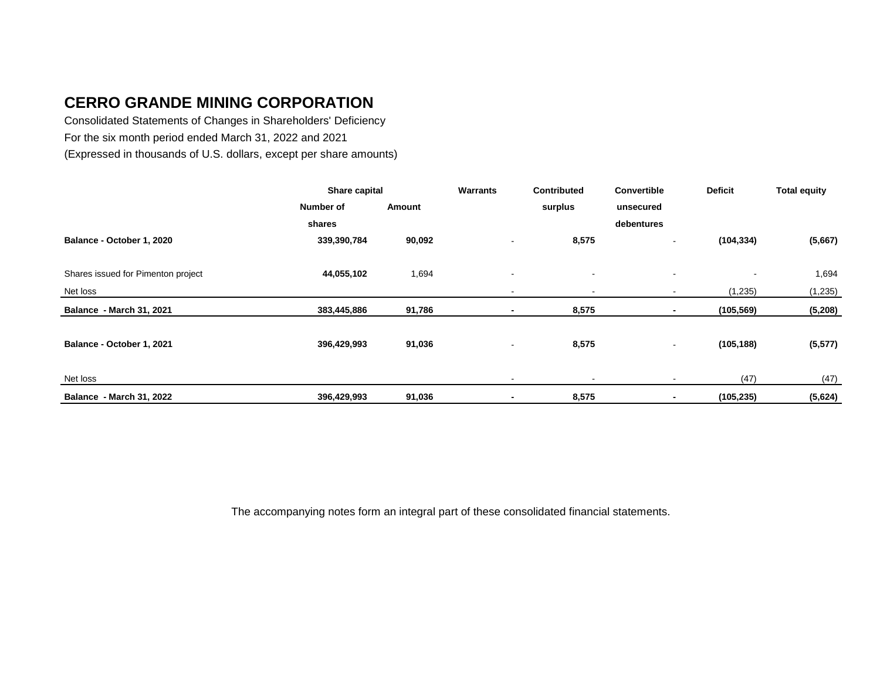# CERRO GRANDE MINING CORPORATION

Consolidated Statements of Changes in Shareholders' Deficiency
For the six month period ended March 31, 2022 and 2021
(Expressed in thousands of U.S. dollars, except per share amounts)

| | Share capital | | Warrants | Contributed | Convertible | Deficit | Total equity |
|---|---|---|---|---|---|---|---|
| | Number of shares | Amount | | surplus | unsecured debentures | | |
| **Balance - October 1, 2020** | **339,390,784** | **90,092** | - | **8,575** | - | **(104,334)** | **(5,667)** |
| Shares issued for Pimenton project | **44,055,102** | 1,694 | - | - | - | - | 1,694 |
| Net loss | | | - | - | - | (1,235) | (1,235) |
| **Balance - March 31, 2021** | **383,445,886** | **91,786** | **-** | **8,575** | **-** | **(105,569)** | **(5,208)** |
| **Balance - October 1, 2021** | **396,429,993** | **91,036** | - | **8,575** | - | **(105,188)** | **(5,577)** |
| Net loss | | | - | - | - | (47) | (47) |
| **Balance - March 31, 2022** | **396,429,993** | **91,036** | **-** | **8,575** | **-** | **(105,235)** | **(5,624)** |

The accompanying notes form an integral part of these consolidated financial statements.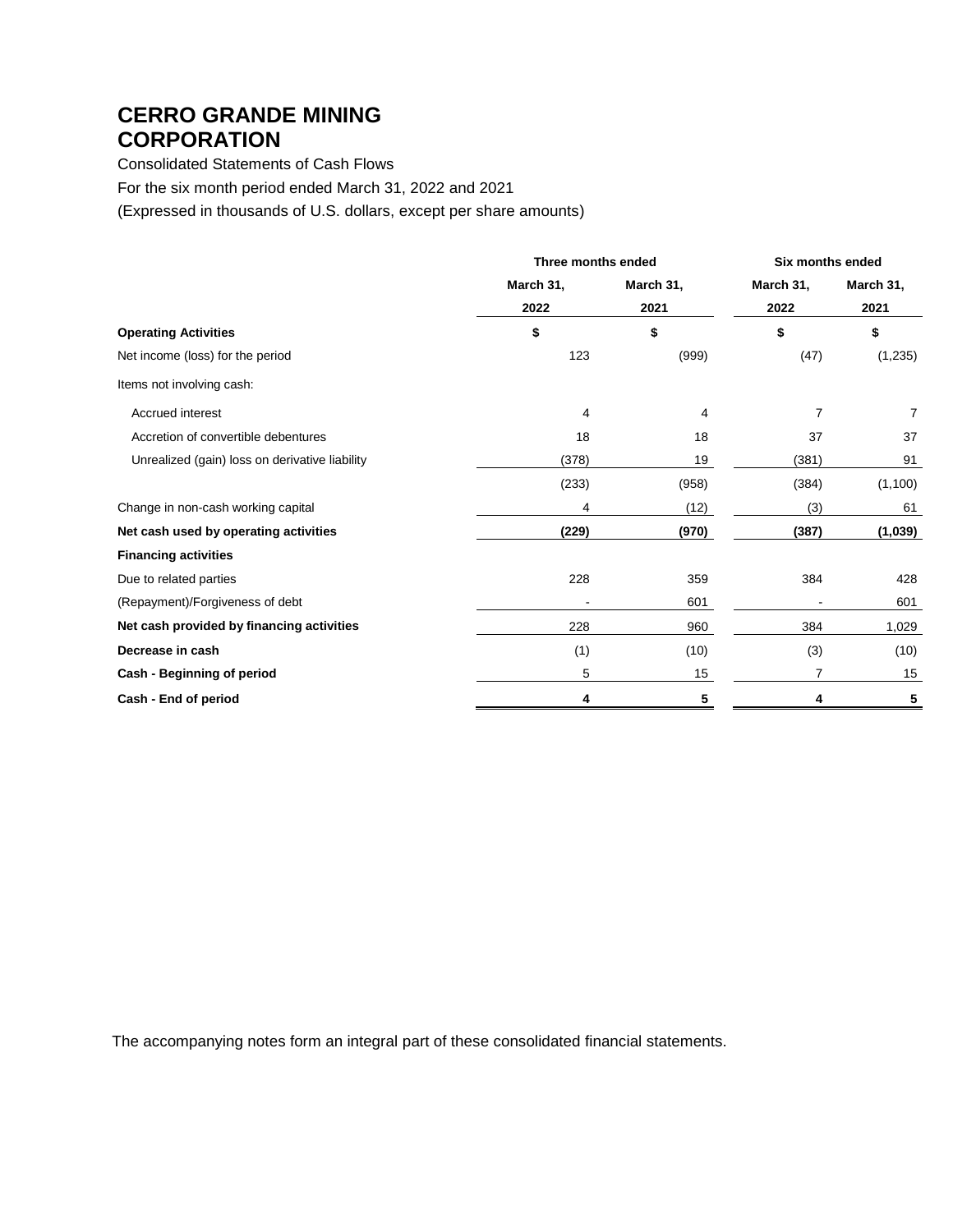# CERRO GRANDE MINING CORPORATION

Consolidated Statements of Cash Flows

For the six month period ended March 31, 2022 and 2021

(Expressed in thousands of U.S. dollars, except per share amounts)

| | Three months ended | | Six months ended | |
|---|---|---|---|---|
| | March 31, 2022 | March 31, 2021 | March 31, 2022 | March 31, 2021 |
| **Operating Activities** | **$** | **$** | **$** | **$** |
| Net income (loss) for the period | 123 | (999) | (47) | (1,235) |
| Items not involving cash: | | | | |
| Accrued interest | 4 | 4 | 7 | 7 |
| Accretion of convertible debentures | 18 | 18 | 37 | 37 |
| Unrealized (gain) loss on derivative liability | (378) | 19 | (381) | 91 |
| | (233) | (958) | (384) | (1,100) |
| Change in non-cash working capital | 4 | (12) | (3) | 61 |
| **Net cash used by operating activities** | **(229)** | **(970)** | **(387)** | **(1,039)** |
| **Financing activities** | | | | |
| Due to related parties | 228 | 359 | 384 | 428 |
| (Repayment)/Forgiveness of debt | - | 601 | - | 601 |
| **Net cash provided by financing activities** | 228 | 960 | 384 | 1,029 |
| **Decrease in cash** | (1) | (10) | (3) | (10) |
| **Cash - Beginning of period** | 5 | 15 | 7 | 15 |
| **Cash - End of period** | **4** | **5** | **4** | **5** |

The accompanying notes form an integral part of these consolidated financial statements.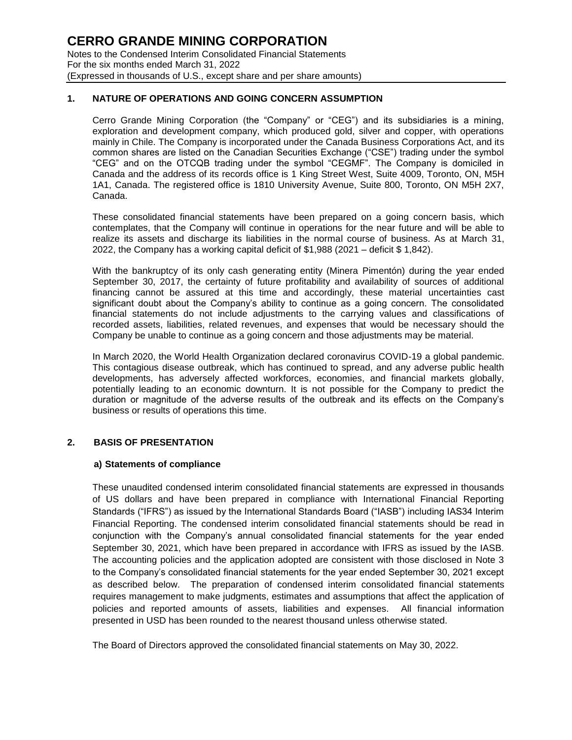## 1. NATURE OF OPERATIONS AND GOING CONCERN ASSUMPTION

Cerro Grande Mining Corporation (the "Company" or "CEG") and its subsidiaries is a mining, exploration and development company, which produced gold, silver and copper, with operations mainly in Chile. The Company is incorporated under the Canada Business Corporations Act, and its common shares are listed on the Canadian Securities Exchange ("CSE") trading under the symbol "CEG" and on the OTCQB trading under the symbol "CEGMF". The Company is domiciled in Canada and the address of its records office is 1 King Street West, Suite 4009, Toronto, ON, M5H 1A1, Canada. The registered office is 1810 University Avenue, Suite 800, Toronto, ON M5H 2X7, Canada.

These consolidated financial statements have been prepared on a going concern basis, which contemplates, that the Company will continue in operations for the near future and will be able to realize its assets and discharge its liabilities in the normal course of business. As at March 31, 2022, the Company has a working capital deficit of $1,988 (2021 – deficit $ 1,842).

With the bankruptcy of its only cash generating entity (Minera Pimentón) during the year ended September 30, 2017, the certainty of future profitability and availability of sources of additional financing cannot be assured at this time and accordingly, these material uncertainties cast significant doubt about the Company's ability to continue as a going concern. The consolidated financial statements do not include adjustments to the carrying values and classifications of recorded assets, liabilities, related revenues, and expenses that would be necessary should the Company be unable to continue as a going concern and those adjustments may be material.

In March 2020, the World Health Organization declared coronavirus COVID-19 a global pandemic. This contagious disease outbreak, which has continued to spread, and any adverse public health developments, has adversely affected workforces, economies, and financial markets globally, potentially leading to an economic downturn. It is not possible for the Company to predict the duration or magnitude of the adverse results of the outbreak and its effects on the Company's business or results of operations this time.

## 2. BASIS OF PRESENTATION

### a) Statements of compliance

These unaudited condensed interim consolidated financial statements are expressed in thousands of US dollars and have been prepared in compliance with International Financial Reporting Standards ("IFRS") as issued by the International Standards Board ("IASB") including IAS34 Interim Financial Reporting. The condensed interim consolidated financial statements should be read in conjunction with the Company's annual consolidated financial statements for the year ended September 30, 2021, which have been prepared in accordance with IFRS as issued by the IASB. The accounting policies and the application adopted are consistent with those disclosed in Note 3 to the Company's consolidated financial statements for the year ended September 30, 2021 except as described below. The preparation of condensed interim consolidated financial statements requires management to make judgments, estimates and assumptions that affect the application of policies and reported amounts of assets, liabilities and expenses. All financial information presented in USD has been rounded to the nearest thousand unless otherwise stated.

The Board of Directors approved the consolidated financial statements on May 30, 2022.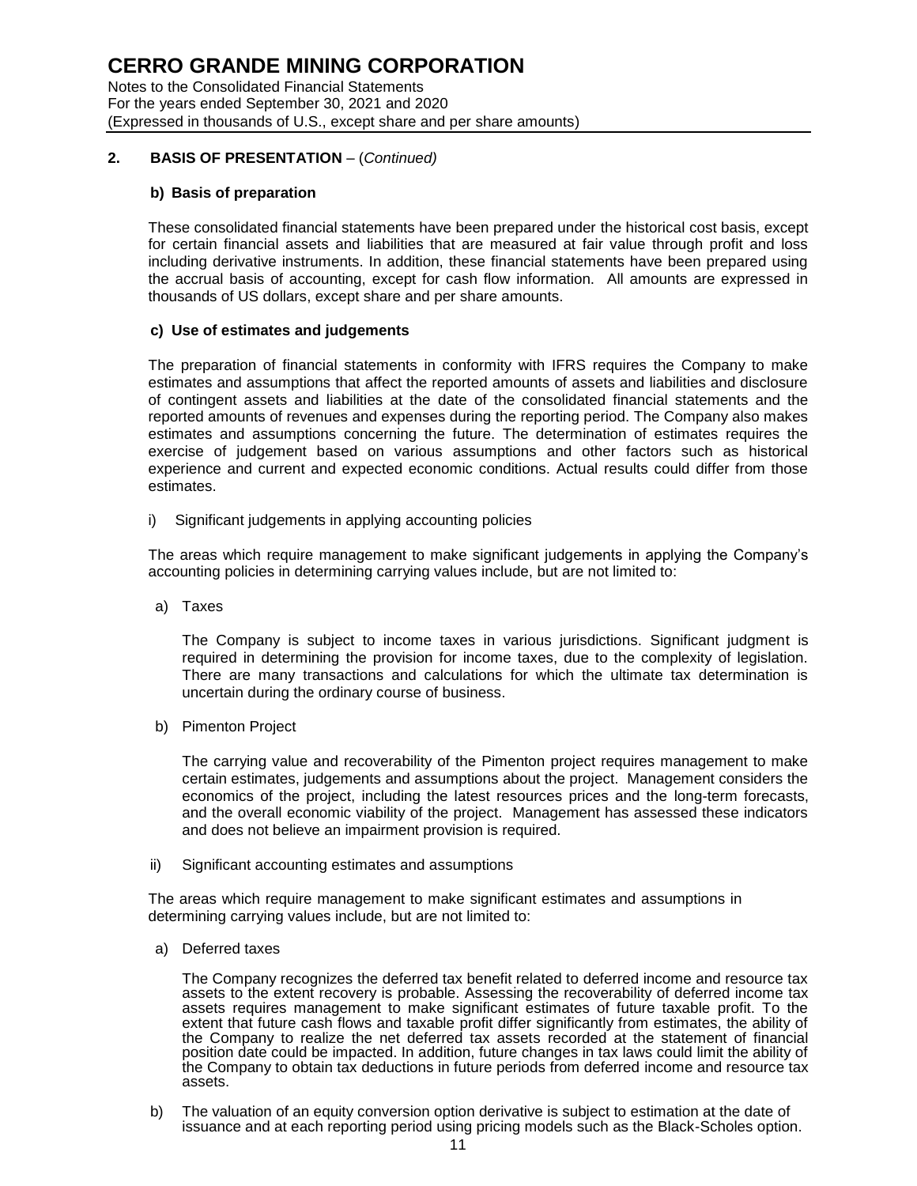## 2. BASIS OF PRESENTATION – (*Continued*)

### b) Basis of preparation

These consolidated financial statements have been prepared under the historical cost basis, except for certain financial assets and liabilities that are measured at fair value through profit and loss including derivative instruments. In addition, these financial statements have been prepared using the accrual basis of accounting, except for cash flow information. All amounts are expressed in thousands of US dollars, except share and per share amounts.

### c) Use of estimates and judgements

The preparation of financial statements in conformity with IFRS requires the Company to make estimates and assumptions that affect the reported amounts of assets and liabilities and disclosure of contingent assets and liabilities at the date of the consolidated financial statements and the reported amounts of revenues and expenses during the reporting period. The Company also makes estimates and assumptions concerning the future. The determination of estimates requires the exercise of judgement based on various assumptions and other factors such as historical experience and current and expected economic conditions. Actual results could differ from those estimates.

i) Significant judgements in applying accounting policies

The areas which require management to make significant judgements in applying the Company's accounting policies in determining carrying values include, but are not limited to:

a) Taxes

The Company is subject to income taxes in various jurisdictions. Significant judgment is required in determining the provision for income taxes, due to the complexity of legislation. There are many transactions and calculations for which the ultimate tax determination is uncertain during the ordinary course of business.

b) Pimenton Project

The carrying value and recoverability of the Pimenton project requires management to make certain estimates, judgements and assumptions about the project. Management considers the economics of the project, including the latest resources prices and the long-term forecasts, and the overall economic viability of the project. Management has assessed these indicators and does not believe an impairment provision is required.

ii) Significant accounting estimates and assumptions

The areas which require management to make significant estimates and assumptions in determining carrying values include, but are not limited to:

a) Deferred taxes

The Company recognizes the deferred tax benefit related to deferred income and resource tax assets to the extent recovery is probable. Assessing the recoverability of deferred income tax assets requires management to make significant estimates of future taxable profit. To the extent that future cash flows and taxable profit differ significantly from estimates, the ability of the Company to realize the net deferred tax assets recorded at the statement of financial position date could be impacted. In addition, future changes in tax laws could limit the ability of the Company to obtain tax deductions in future periods from deferred income and resource tax assets.

b) The valuation of an equity conversion option derivative is subject to estimation at the date of issuance and at each reporting period using pricing models such as the Black-Scholes option.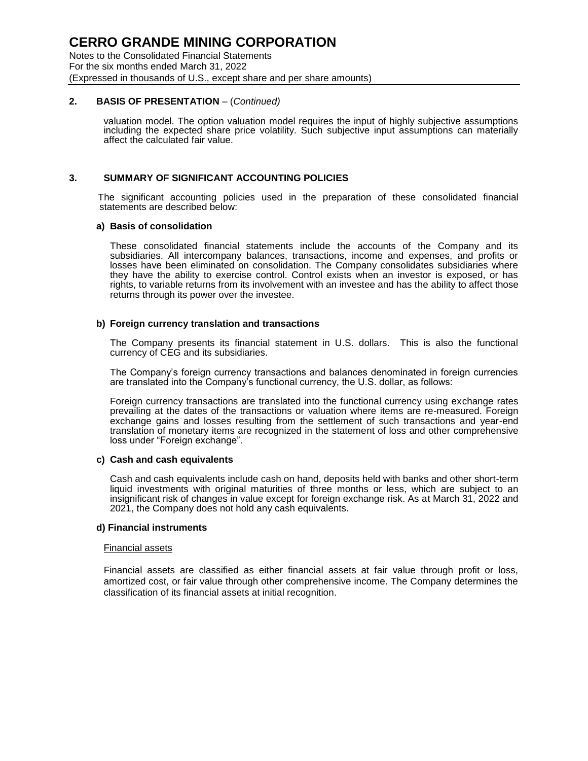## 2. BASIS OF PRESENTATION – (*Continued)*

valuation model. The option valuation model requires the input of highly subjective assumptions including the expected share price volatility. Such subjective input assumptions can materially affect the calculated fair value.

## 3. SUMMARY OF SIGNIFICANT ACCOUNTING POLICIES

The significant accounting policies used in the preparation of these consolidated financial statements are described below:

### a) Basis of consolidation

These consolidated financial statements include the accounts of the Company and its subsidiaries. All intercompany balances, transactions, income and expenses, and profits or losses have been eliminated on consolidation. The Company consolidates subsidiaries where they have the ability to exercise control. Control exists when an investor is exposed, or has rights, to variable returns from its involvement with an investee and has the ability to affect those returns through its power over the investee.

### b) Foreign currency translation and transactions

The Company presents its financial statement in U.S. dollars. This is also the functional currency of CEG and its subsidiaries.

The Company's foreign currency transactions and balances denominated in foreign currencies are translated into the Company's functional currency, the U.S. dollar, as follows:

Foreign currency transactions are translated into the functional currency using exchange rates prevailing at the dates of the transactions or valuation where items are re-measured. Foreign exchange gains and losses resulting from the settlement of such transactions and year-end translation of monetary items are recognized in the statement of loss and other comprehensive loss under "Foreign exchange".

### c) Cash and cash equivalents

Cash and cash equivalents include cash on hand, deposits held with banks and other short-term liquid investments with original maturities of three months or less, which are subject to an insignificant risk of changes in value except for foreign exchange risk. As at March 31, 2022 and 2021, the Company does not hold any cash equivalents.

### d) Financial instruments

Financial assets

Financial assets are classified as either financial assets at fair value through profit or loss, amortized cost, or fair value through other comprehensive income. The Company determines the classification of its financial assets at initial recognition.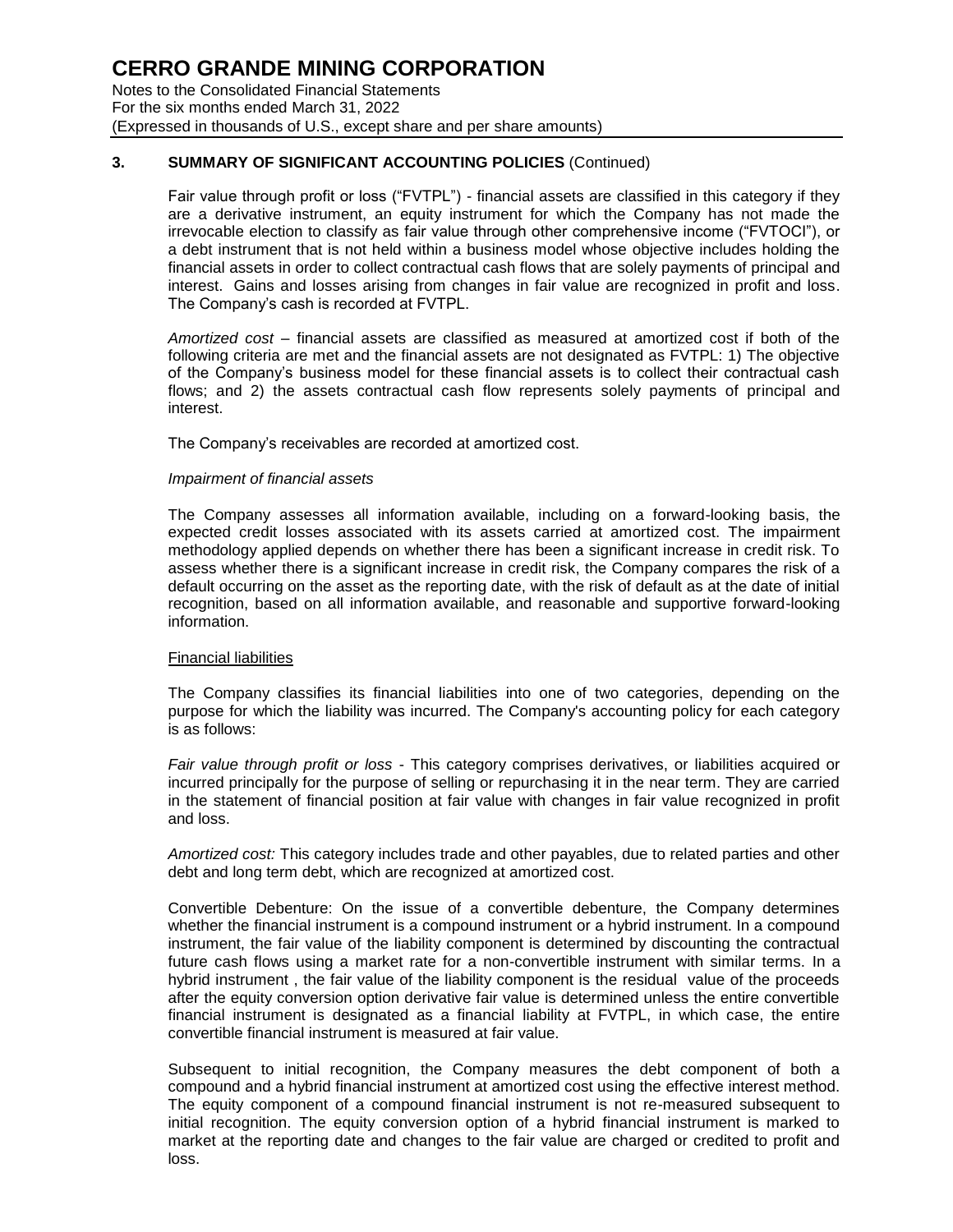### 3. SUMMARY OF SIGNIFICANT ACCOUNTING POLICIES (Continued)

Fair value through profit or loss ("FVTPL") - financial assets are classified in this category if they are a derivative instrument, an equity instrument for which the Company has not made the irrevocable election to classify as fair value through other comprehensive income ("FVTOCI"), or a debt instrument that is not held within a business model whose objective includes holding the financial assets in order to collect contractual cash flows that are solely payments of principal and interest. Gains and losses arising from changes in fair value are recognized in profit and loss. The Company's cash is recorded at FVTPL.

*Amortized cost* – financial assets are classified as measured at amortized cost if both of the following criteria are met and the financial assets are not designated as FVTPL: 1) The objective of the Company's business model for these financial assets is to collect their contractual cash flows; and 2) the assets contractual cash flow represents solely payments of principal and interest.

The Company's receivables are recorded at amortized cost.

*Impairment of financial assets*

The Company assesses all information available, including on a forward-looking basis, the expected credit losses associated with its assets carried at amortized cost. The impairment methodology applied depends on whether there has been a significant increase in credit risk. To assess whether there is a significant increase in credit risk, the Company compares the risk of a default occurring on the asset as the reporting date, with the risk of default as at the date of initial recognition, based on all information available, and reasonable and supportive forward-looking information.

Financial liabilities

The Company classifies its financial liabilities into one of two categories, depending on the purpose for which the liability was incurred. The Company's accounting policy for each category is as follows:

*Fair value through profit or loss* - This category comprises derivatives, or liabilities acquired or incurred principally for the purpose of selling or repurchasing it in the near term. They are carried in the statement of financial position at fair value with changes in fair value recognized in profit and loss.

*Amortized cost:* This category includes trade and other payables, due to related parties and other debt and long term debt, which are recognized at amortized cost.

Convertible Debenture: On the issue of a convertible debenture, the Company determines whether the financial instrument is a compound instrument or a hybrid instrument. In a compound instrument, the fair value of the liability component is determined by discounting the contractual future cash flows using a market rate for a non-convertible instrument with similar terms. In a hybrid instrument , the fair value of the liability component is the residual value of the proceeds after the equity conversion option derivative fair value is determined unless the entire convertible financial instrument is designated as a financial liability at FVTPL, in which case, the entire convertible financial instrument is measured at fair value.

Subsequent to initial recognition, the Company measures the debt component of both a compound and a hybrid financial instrument at amortized cost using the effective interest method. The equity component of a compound financial instrument is not re-measured subsequent to initial recognition. The equity conversion option of a hybrid financial instrument is marked to market at the reporting date and changes to the fair value are charged or credited to profit and loss.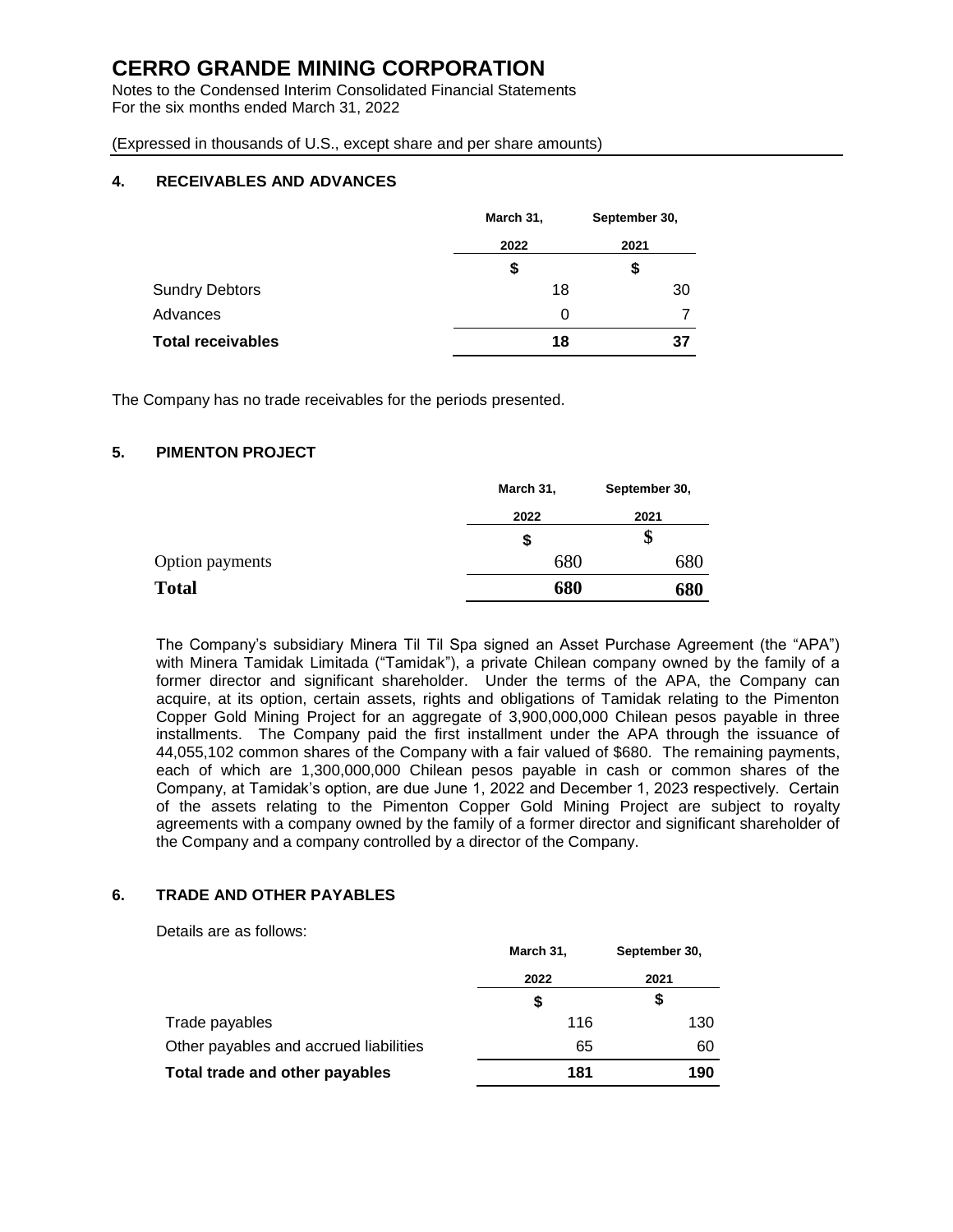# CERRO GRANDE MINING CORPORATION

Notes to the Condensed Interim Consolidated Financial Statements
For the six months ended March 31, 2022

(Expressed in thousands of U.S., except share and per share amounts)

## 4. RECEIVABLES AND ADVANCES

| | March 31, 2022 | September 30, 2021 |
|---|---|---|
| | $ | $ |
| Sundry Debtors | 18 | 30 |
| Advances | 0 | 7 |
| **Total receivables** | **18** | **37** |

The Company has no trade receivables for the periods presented.

## 5. PIMENTON PROJECT

| | March 31, 2022 | September 30, 2021 |
|---|---|---|
| | $ | $ |
| Option payments | 680 | 680 |
| **Total** | **680** | **680** |

The Company's subsidiary Minera Til Til Spa signed an Asset Purchase Agreement (the "APA") with Minera Tamidak Limitada ("Tamidak"), a private Chilean company owned by the family of a former director and significant shareholder. Under the terms of the APA, the Company can acquire, at its option, certain assets, rights and obligations of Tamidak relating to the Pimenton Copper Gold Mining Project for an aggregate of 3,900,000,000 Chilean pesos payable in three installments. The Company paid the first installment under the APA through the issuance of 44,055,102 common shares of the Company with a fair valued of $680. The remaining payments, each of which are 1,300,000,000 Chilean pesos payable in cash or common shares of the Company, at Tamidak's option, are due June 1, 2022 and December 1, 2023 respectively. Certain of the assets relating to the Pimenton Copper Gold Mining Project are subject to royalty agreements with a company owned by the family of a former director and significant shareholder of the Company and a company controlled by a director of the Company.

## 6. TRADE AND OTHER PAYABLES

Details are as follows:

| | March 31, 2022 | September 30, 2021 |
|---|---|---|
| | $ | $ |
| Trade payables | 116 | 130 |
| Other payables and accrued liabilities | 65 | 60 |
| **Total trade and other payables** | **181** | **190** |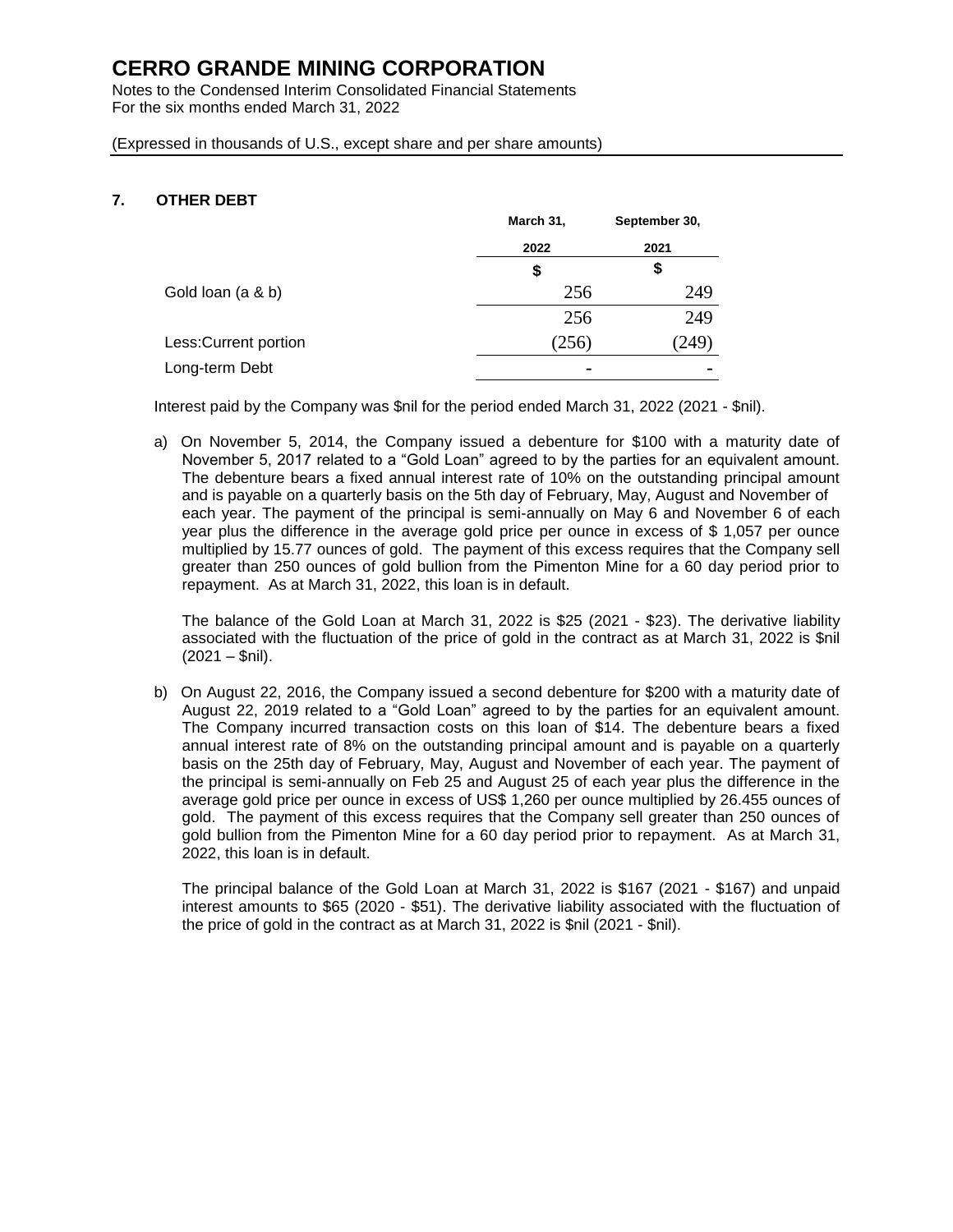# CERRO GRANDE MINING CORPORATION

Notes to the Condensed Interim Consolidated Financial Statements
For the six months ended March 31, 2022

(Expressed in thousands of U.S., except share and per share amounts)

## 7. OTHER DEBT

| | March 31, 2022 | September 30, 2021 |
|---|---|---|
| | $ | $ |
| Gold loan (a & b) | 256 | 249 |
| | 256 | 249 |
| Less:Current portion | (256) | (249) |
| Long-term Debt | - | - |

Interest paid by the Company was $nil for the period ended March 31, 2022 (2021 - $nil).

a) On November 5, 2014, the Company issued a debenture for $100 with a maturity date of November 5, 2017 related to a "Gold Loan" agreed to by the parties for an equivalent amount. The debenture bears a fixed annual interest rate of 10% on the outstanding principal amount and is payable on a quarterly basis on the 5th day of February, May, August and November of each year. The payment of the principal is semi-annually on May 6 and November 6 of each year plus the difference in the average gold price per ounce in excess of $ 1,057 per ounce multiplied by 15.77 ounces of gold. The payment of this excess requires that the Company sell greater than 250 ounces of gold bullion from the Pimenton Mine for a 60 day period prior to repayment. As at March 31, 2022, this loan is in default.

   The balance of the Gold Loan at March 31, 2022 is $25 (2021 - $23). The derivative liability associated with the fluctuation of the price of gold in the contract as at March 31, 2022 is $nil (2021 – $nil).

b) On August 22, 2016, the Company issued a second debenture for $200 with a maturity date of August 22, 2019 related to a "Gold Loan" agreed to by the parties for an equivalent amount. The Company incurred transaction costs on this loan of $14. The debenture bears a fixed annual interest rate of 8% on the outstanding principal amount and is payable on a quarterly basis on the 25th day of February, May, August and November of each year. The payment of the principal is semi-annually on Feb 25 and August 25 of each year plus the difference in the average gold price per ounce in excess of US$ 1,260 per ounce multiplied by 26.455 ounces of gold. The payment of this excess requires that the Company sell greater than 250 ounces of gold bullion from the Pimenton Mine for a 60 day period prior to repayment. As at March 31, 2022, this loan is in default.

   The principal balance of the Gold Loan at March 31, 2022 is $167 (2021 - $167) and unpaid interest amounts to $65 (2020 - $51). The derivative liability associated with the fluctuation of the price of gold in the contract as at March 31, 2022 is $nil (2021 - $nil).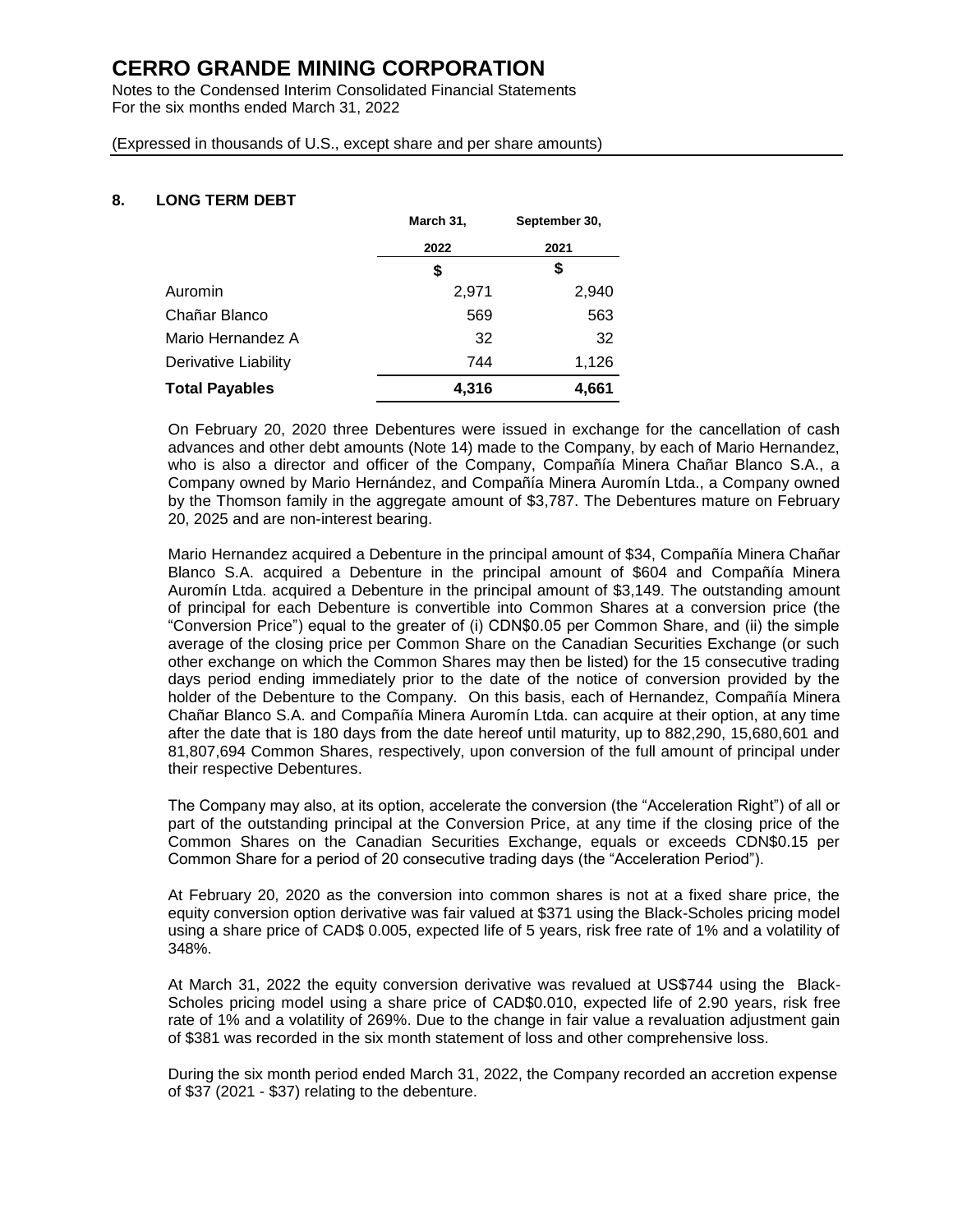## 8. LONG TERM DEBT

| | March 31, 2022 | September 30, 2021 |
|---|---|---|
| | $ | $ |
| Auromin | 2,971 | 2,940 |
| Chañar Blanco | 569 | 563 |
| Mario Hernandez A | 32 | 32 |
| Derivative Liability | 744 | 1,126 |
| **Total Payables** | **4,316** | **4,661** |

On February 20, 2020 three Debentures were issued in exchange for the cancellation of cash advances and other debt amounts (Note 14) made to the Company, by each of Mario Hernandez, who is also a director and officer of the Company, Compañía Minera Chañar Blanco S.A., a Company owned by Mario Hernández, and Compañía Minera Auromín Ltda., a Company owned by the Thomson family in the aggregate amount of $3,787. The Debentures mature on February 20, 2025 and are non-interest bearing.

Mario Hernandez acquired a Debenture in the principal amount of $34, Compañía Minera Chañar Blanco S.A. acquired a Debenture in the principal amount of $604 and Compañía Minera Auromín Ltda. acquired a Debenture in the principal amount of $3,149. The outstanding amount of principal for each Debenture is convertible into Common Shares at a conversion price (the "Conversion Price") equal to the greater of (i) CDN$0.05 per Common Share, and (ii) the simple average of the closing price per Common Share on the Canadian Securities Exchange (or such other exchange on which the Common Shares may then be listed) for the 15 consecutive trading days period ending immediately prior to the date of the notice of conversion provided by the holder of the Debenture to the Company. On this basis, each of Hernandez, Compañía Minera Chañar Blanco S.A. and Compañía Minera Auromín Ltda. can acquire at their option, at any time after the date that is 180 days from the date hereof until maturity, up to 882,290, 15,680,601 and 81,807,694 Common Shares, respectively, upon conversion of the full amount of principal under their respective Debentures.

The Company may also, at its option, accelerate the conversion (the "Acceleration Right") of all or part of the outstanding principal at the Conversion Price, at any time if the closing price of the Common Shares on the Canadian Securities Exchange, equals or exceeds CDN$0.15 per Common Share for a period of 20 consecutive trading days (the "Acceleration Period").

At February 20, 2020 as the conversion into common shares is not at a fixed share price, the equity conversion option derivative was fair valued at $371 using the Black-Scholes pricing model using a share price of CAD$ 0.005, expected life of 5 years, risk free rate of 1% and a volatility of 348%.

At March 31, 2022 the equity conversion derivative was revalued at US$744 using the Black-Scholes pricing model using a share price of CAD$0.010, expected life of 2.90 years, risk free rate of 1% and a volatility of 269%. Due to the change in fair value a revaluation adjustment gain of $381 was recorded in the six month statement of loss and other comprehensive loss.

During the six month period ended March 31, 2022, the Company recorded an accretion expense of $37 (2021 - $37) relating to the debenture.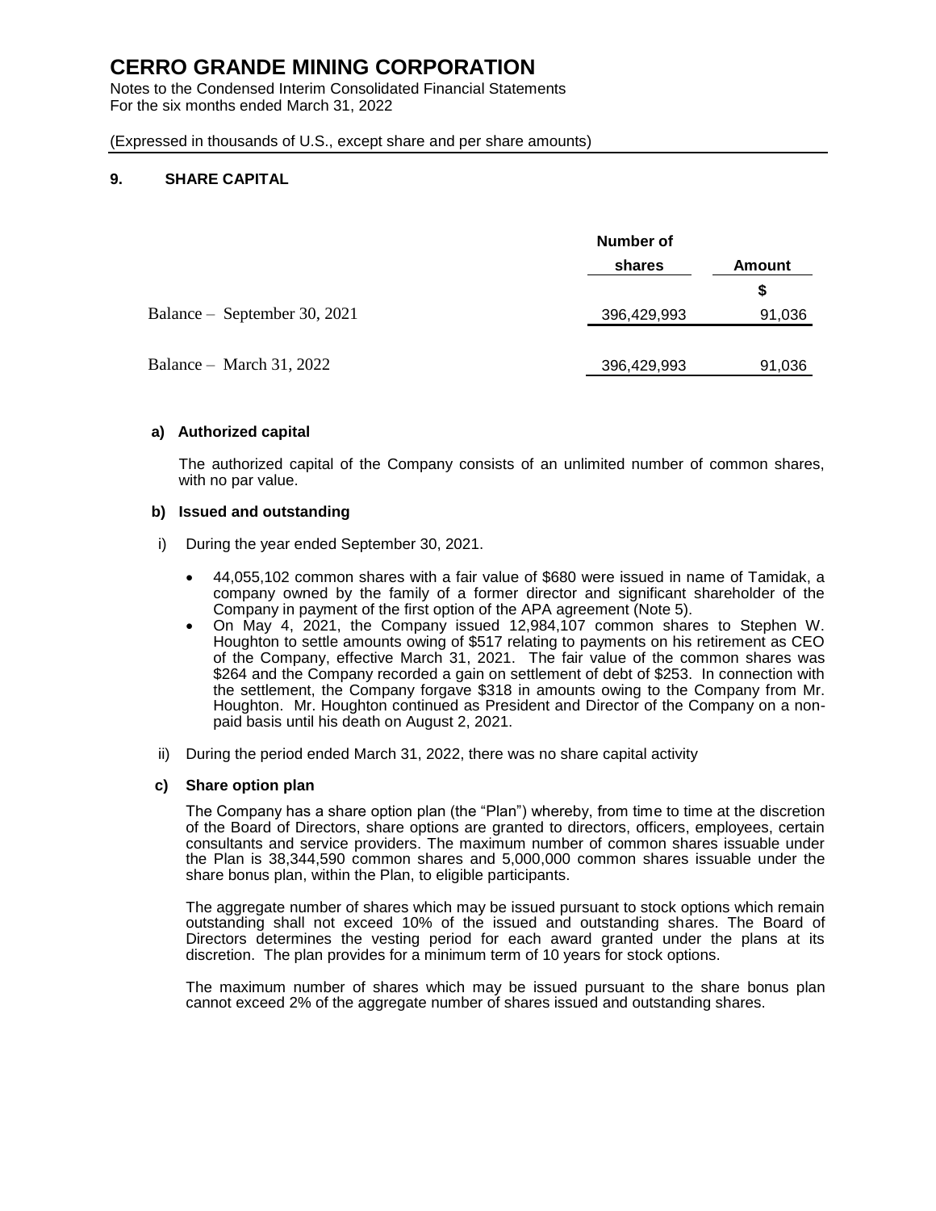# CERRO GRANDE MINING CORPORATION

Notes to the Condensed Interim Consolidated Financial Statements
For the six months ended March 31, 2022

(Expressed in thousands of U.S., except share and per share amounts)

## 9. SHARE CAPITAL

| | Number of shares | Amount |
|---|---|---|
| | | $ |
| Balance – September 30, 2021 | 396,429,993 | 91,036 |
| Balance – March 31, 2022 | 396,429,993 | 91,036 |

### a) Authorized capital

The authorized capital of the Company consists of an unlimited number of common shares, with no par value.

### b) Issued and outstanding

i) During the year ended September 30, 2021.

- 44,055,102 common shares with a fair value of $680 were issued in name of Tamidak, a company owned by the family of a former director and significant shareholder of the Company in payment of the first option of the APA agreement (Note 5).
- On May 4, 2021, the Company issued 12,984,107 common shares to Stephen W. Houghton to settle amounts owing of $517 relating to payments on his retirement as CEO of the Company, effective March 31, 2021. The fair value of the common shares was $264 and the Company recorded a gain on settlement of debt of $253. In connection with the settlement, the Company forgave $318 in amounts owing to the Company from Mr. Houghton. Mr. Houghton continued as President and Director of the Company on a non-paid basis until his death on August 2, 2021.

ii) During the period ended March 31, 2022, there was no share capital activity

### c) Share option plan

The Company has a share option plan (the "Plan") whereby, from time to time at the discretion of the Board of Directors, share options are granted to directors, officers, employees, certain consultants and service providers. The maximum number of common shares issuable under the Plan is 38,344,590 common shares and 5,000,000 common shares issuable under the share bonus plan, within the Plan, to eligible participants.

The aggregate number of shares which may be issued pursuant to stock options which remain outstanding shall not exceed 10% of the issued and outstanding shares. The Board of Directors determines the vesting period for each award granted under the plans at its discretion. The plan provides for a minimum term of 10 years for stock options.

The maximum number of shares which may be issued pursuant to the share bonus plan cannot exceed 2% of the aggregate number of shares issued and outstanding shares.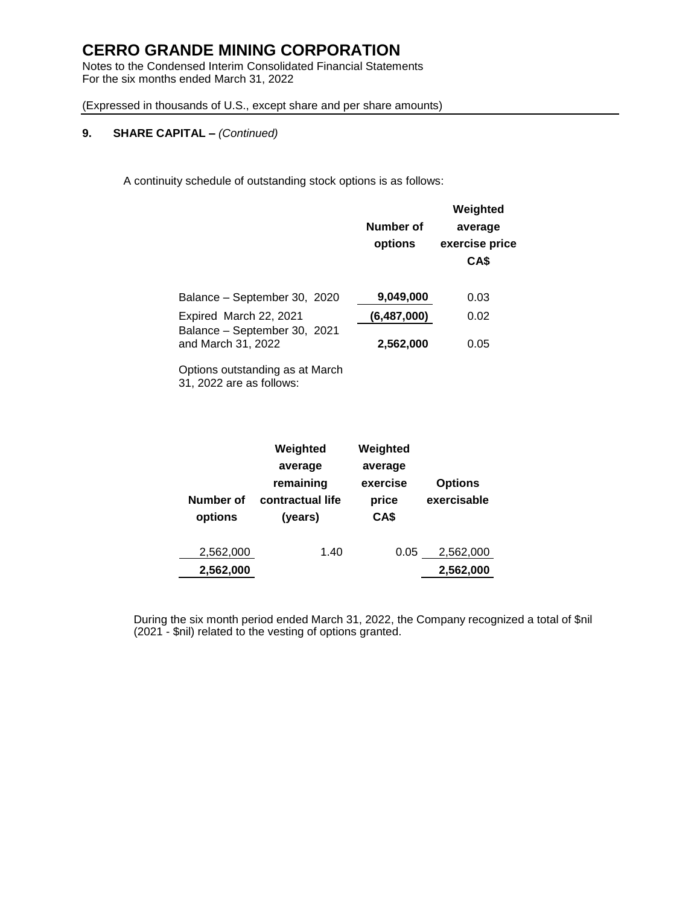# CERRO GRANDE MINING CORPORATION

Notes to the Condensed Interim Consolidated Financial Statements
For the six months ended March 31, 2022

(Expressed in thousands of U.S., except share and per share amounts)

**9. SHARE CAPITAL –** *(Continued)*

A continuity schedule of outstanding stock options is as follows:

| | Number of options | Weighted average exercise price CA$ |
|---|---|---|
| Balance – September 30, 2020 | **9,049,000** | 0.03 |
| Expired March 22, 2021 | **(6,487,000)** | 0.02 |
| Balance – September 30, 2021 and March 31, 2022 | **2,562,000** | 0.05 |

Options outstanding as at March 31, 2022 are as follows:

| Number of options | Weighted average remaining contractual life (years) | Weighted average exercise price CA$ | Options exercisable |
|---|---|---|---|
| 2,562,000 | 1.40 | 0.05 | 2,562,000 |
| **2,562,000** | | | **2,562,000** |

During the six month period ended March 31, 2022, the Company recognized a total of $nil (2021 - $nil) related to the vesting of options granted.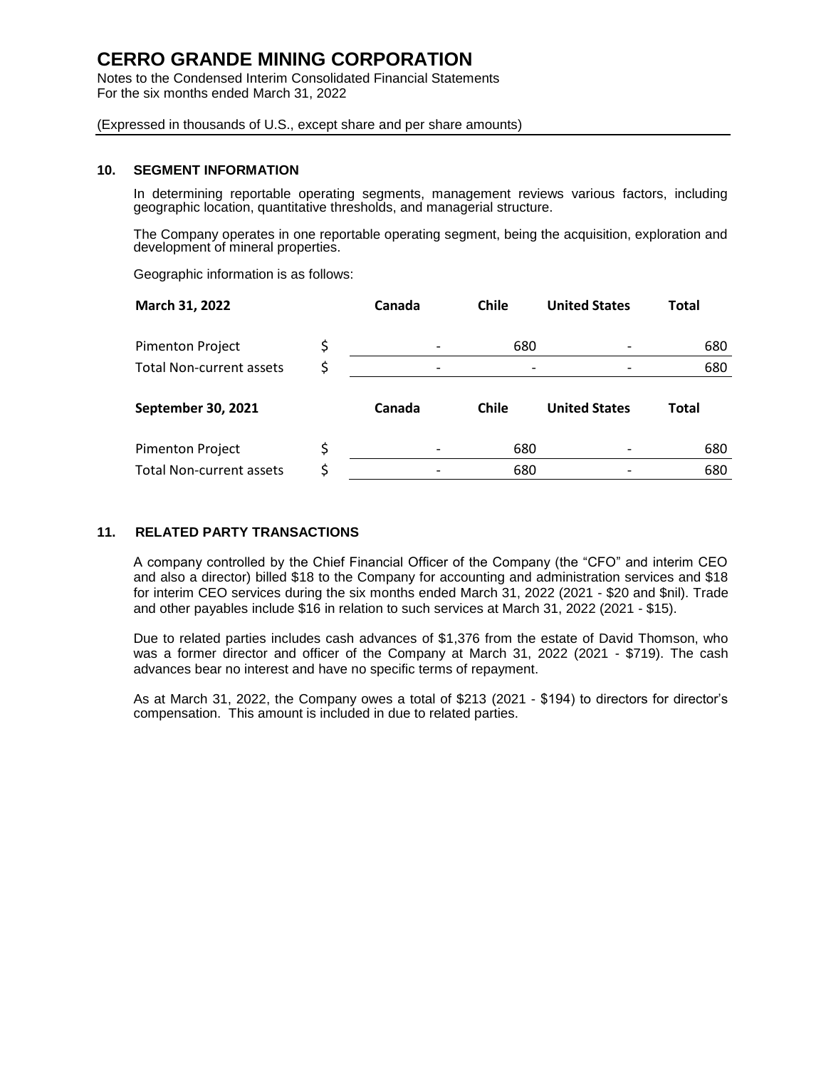# CERRO GRANDE MINING CORPORATION

Notes to the Condensed Interim Consolidated Financial Statements
For the six months ended March 31, 2022

(Expressed in thousands of U.S., except share and per share amounts)

## 10. SEGMENT INFORMATION

In determining reportable operating segments, management reviews various factors, including geographic location, quantitative thresholds, and managerial structure.

The Company operates in one reportable operating segment, being the acquisition, exploration and development of mineral properties.

Geographic information is as follows:

| March 31, 2022 | | Canada | Chile | United States | Total |
|---|---|---|---|---|---|
| Pimenton Project | $ | - | 680 | - | 680 |
| Total Non-current assets | $ | - | - | - | 680 |

| September 30, 2021 | | Canada | Chile | United States | Total |
|---|---|---|---|---|---|
| Pimenton Project | $ | - | 680 | - | 680 |
| Total Non-current assets | $ | - | 680 | - | 680 |

## 11. RELATED PARTY TRANSACTIONS

A company controlled by the Chief Financial Officer of the Company (the "CFO" and interim CEO and also a director) billed $18 to the Company for accounting and administration services and $18 for interim CEO services during the six months ended March 31, 2022 (2021 - $20 and $nil). Trade and other payables include $16 in relation to such services at March 31, 2022 (2021 - $15).

Due to related parties includes cash advances of $1,376 from the estate of David Thomson, who was a former director and officer of the Company at March 31, 2022 (2021 - $719). The cash advances bear no interest and have no specific terms of repayment.

As at March 31, 2022, the Company owes a total of $213 (2021 - $194) to directors for director's compensation. This amount is included in due to related parties.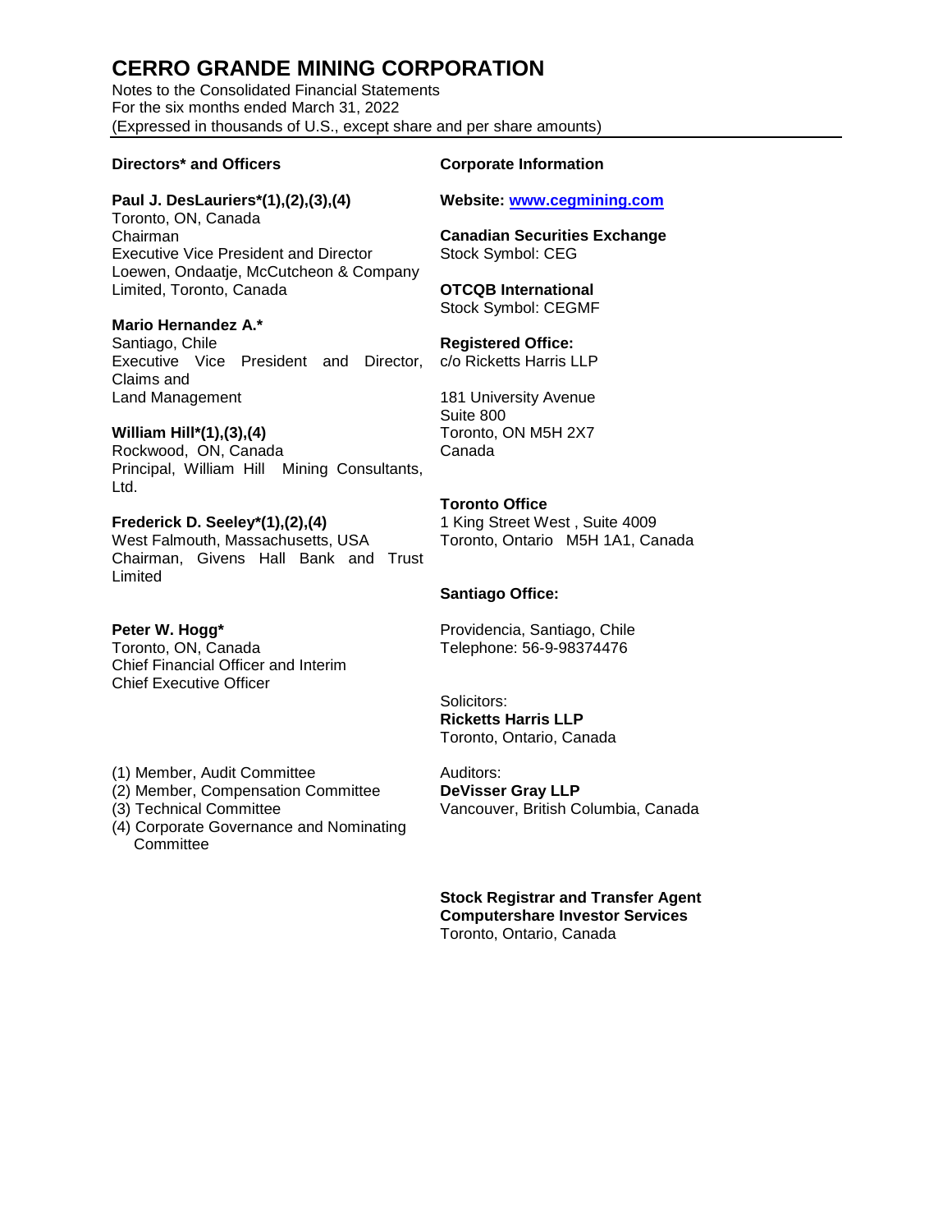# CERRO GRANDE MINING CORPORATION

Notes to the Consolidated Financial Statements
For the six months ended March 31, 2022
(Expressed in thousands of U.S., except share and per share amounts)

**Directors* and Officers**

**Paul J. DesLauriers*(1),(2),(3),(4)**
Toronto, ON, Canada
Chairman
Executive Vice President and Director
Loewen, Ondaatje, McCutcheon & Company Limited, Toronto, Canada

**Mario Hernandez A.***
Santiago, Chile
Executive Vice President and Director, Claims and
Land Management

**William Hill*(1),(3),(4)**
Rockwood, ON, Canada
Principal, William Hill Mining Consultants, Ltd.

**Frederick D. Seeley*(1),(2),(4)**
West Falmouth, Massachusetts, USA
Chairman, Givens Hall Bank and Trust Limited

**Peter W. Hogg***
Toronto, ON, Canada
Chief Financial Officer and Interim
Chief Executive Officer

(1) Member, Audit Committee
(2) Member, Compensation Committee
(3) Technical Committee
(4) Corporate Governance and Nominating Committee

**Corporate Information**

**Website: www.cegmining.com**

**Canadian Securities Exchange**
Stock Symbol: CEG

**OTCQB International**
Stock Symbol: CEGMF

**Registered Office:**
c/o Ricketts Harris LLP

181 University Avenue
Suite 800
Toronto, ON M5H 2X7
Canada

**Toronto Office**
1 King Street West , Suite 4009
Toronto, Ontario M5H 1A1, Canada

**Santiago Office:**

Providencia, Santiago, Chile
Telephone: 56-9-98374476

Solicitors:
**Ricketts Harris LLP**
Toronto, Ontario, Canada

Auditors:
**DeVisser Gray LLP**
Vancouver, British Columbia, Canada

**Stock Registrar and Transfer Agent**
**Computershare Investor Services**
Toronto, Ontario, Canada